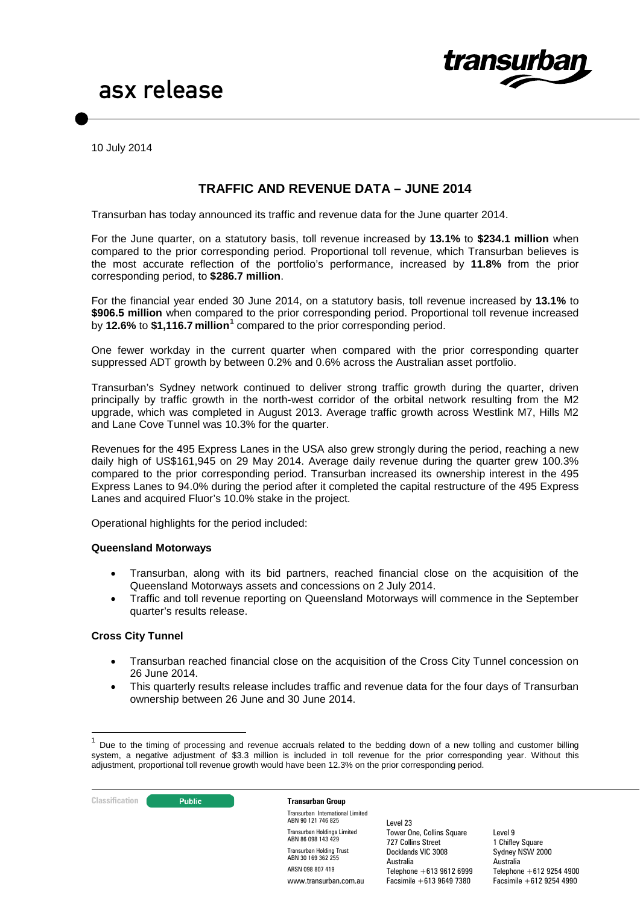asx release

10 July 2014

## TRAFFIC AND REVENUE DATA – JUNE 2014

Transurban has today announced its traffic and revenue data for the June quarter 2014.

For the June quarter, on a statutory basis, toll revenue increased by **13.1%** to **$234.1 million** when compared to the prior corresponding period. Proportional toll revenue, which Transurban believes is the most accurate reflection of the portfolio's performance, increased by **11.8%** from the prior corresponding period, to **$286.7 million**.

For the financial year ended 30 June 2014, on a statutory basis, toll revenue increased by **13.1%** to **$906.5 million** when compared to the prior corresponding period. Proportional toll revenue increased by **12.6%** to **$1,116.7 million**[1] compared to the prior corresponding period.

One fewer workday in the current quarter when compared with the prior corresponding quarter suppressed ADT growth by between 0.2% and 0.6% across the Australian asset portfolio.

Transurban's Sydney network continued to deliver strong traffic growth during the quarter, driven principally by traffic growth in the north-west corridor of the orbital network resulting from the M2 upgrade, which was completed in August 2013. Average traffic growth across Westlink M7, Hills M2 and Lane Cove Tunnel was 10.3% for the quarter.

Revenues for the 495 Express Lanes in the USA also grew strongly during the period, reaching a new daily high of US$161,945 on 29 May 2014. Average daily revenue during the quarter grew 100.3% compared to the prior corresponding period. Transurban increased its ownership interest in the 495 Express Lanes to 94.0% during the period after it completed the capital restructure of the 495 Express Lanes and acquired Fluor's 10.0% stake in the project.

Operational highlights for the period included:

**Queensland Motorways**

- Transurban, along with its bid partners, reached financial close on the acquisition of the Queensland Motorways assets and concessions on 2 July 2014.
- Traffic and toll revenue reporting on Queensland Motorways will commence in the September quarter's results release.

**Cross City Tunnel**

- Transurban reached financial close on the acquisition of the Cross City Tunnel concession on 26 June 2014.
- This quarterly results release includes traffic and revenue data for the four days of Transurban ownership between 26 June and 30 June 2014.

---

[1] Due to the timing of processing and revenue accruals related to the bedding down of a new tolling and customer billing system, a negative adjustment of $3.3 million is included in toll revenue for the prior corresponding year. Without this adjustment, proportional toll revenue growth would have been 12.3% on the prior corresponding period.

Classification: Public

**Transurban Group**

Transurban International Limited ABN 90 121 746 825
Transurban Holdings Limited ABN 86 098 143 429
Transurban Holding Trust ABN 30 169 362 255
ARSN 098 807 419
www.transurban.com.au

Level 23
Tower One, Collins Square
727 Collins Street
Docklands VIC 3008
Australia
Telephone +613 9612 6999
Facsimile +613 9649 7380

Level 9
1 Chifley Square
Sydney NSW 2000
Australia
Telephone +612 9254 4900
Facsimile +612 9254 4990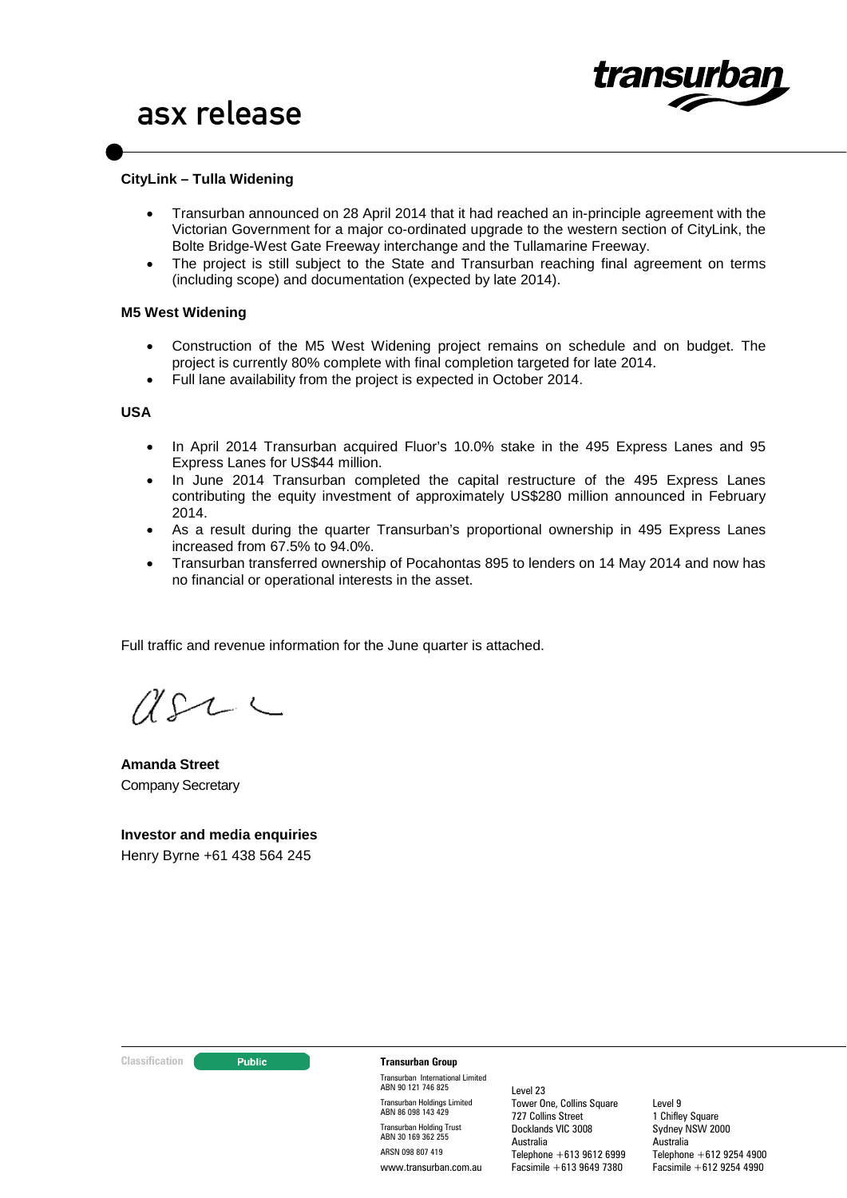**CityLink – Tulla Widening**

- Transurban announced on 28 April 2014 that it had reached an in-principle agreement with the Victorian Government for a major co-ordinated upgrade to the western section of CityLink, the Bolte Bridge-West Gate Freeway interchange and the Tullamarine Freeway.
- The project is still subject to the State and Transurban reaching final agreement on terms (including scope) and documentation (expected by late 2014).

**M5 West Widening**

- Construction of the M5 West Widening project remains on schedule and on budget. The project is currently 80% complete with final completion targeted for late 2014.
- Full lane availability from the project is expected in October 2014.

**USA**

- In April 2014 Transurban acquired Fluor's 10.0% stake in the 495 Express Lanes and 95 Express Lanes for US$44 million.
- In June 2014 Transurban completed the capital restructure of the 495 Express Lanes contributing the equity investment of approximately US$280 million announced in February 2014.
- As a result during the quarter Transurban's proportional ownership in 495 Express Lanes increased from 67.5% to 94.0%.
- Transurban transferred ownership of Pocahontas 895 to lenders on 14 May 2014 and now has no financial or operational interests in the asset.

Full traffic and revenue information for the June quarter is attached.

**Amanda Street**
Company Secretary

**Investor and media enquiries**
Henry Byrne +61 438 564 245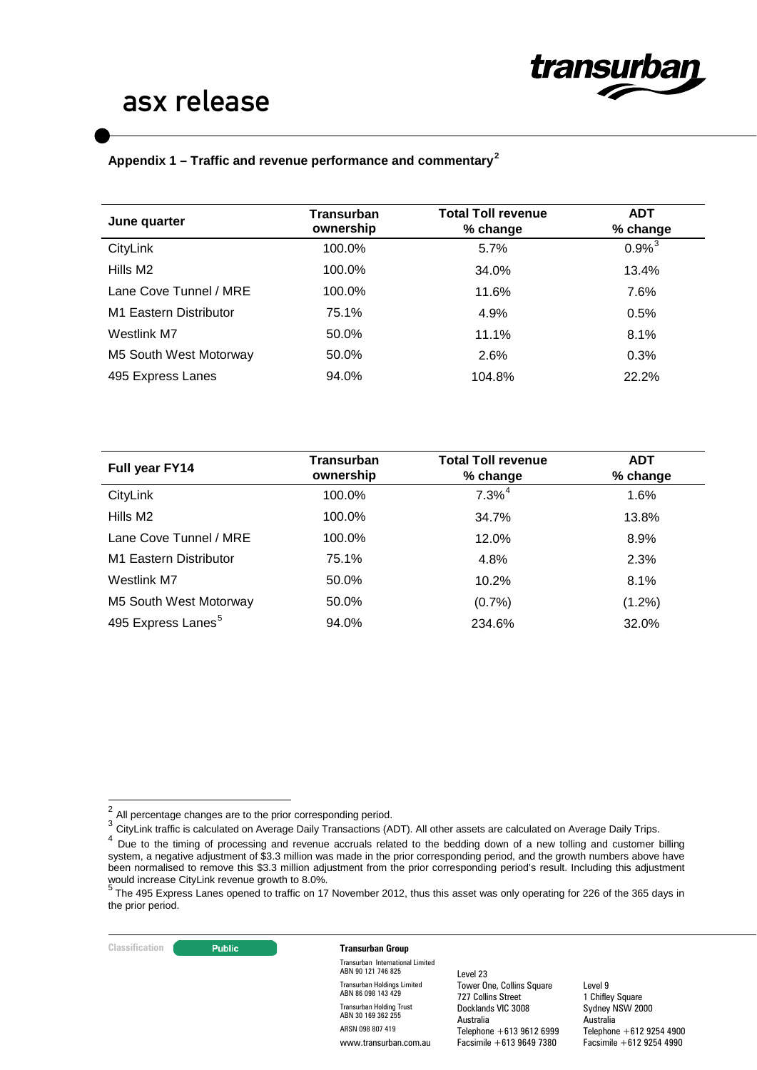### Appendix 1 – Traffic and revenue performance and commentary[2]

| June quarter | Transurban ownership | Total Toll revenue % change | ADT % change |
|---|---|---|---|
| CityLink | 100.0% | 5.7% | 0.9%[3] |
| Hills M2 | 100.0% | 34.0% | 13.4% |
| Lane Cove Tunnel / MRE | 100.0% | 11.6% | 7.6% |
| M1 Eastern Distributor | 75.1% | 4.9% | 0.5% |
| Westlink M7 | 50.0% | 11.1% | 8.1% |
| M5 South West Motorway | 50.0% | 2.6% | 0.3% |
| 495 Express Lanes | 94.0% | 104.8% | 22.2% |

| Full year FY14 | Transurban ownership | Total Toll revenue % change | ADT % change |
|---|---|---|---|
| CityLink | 100.0% | 7.3%[4] | 1.6% |
| Hills M2 | 100.0% | 34.7% | 13.8% |
| Lane Cove Tunnel / MRE | 100.0% | 12.0% | 8.9% |
| M1 Eastern Distributor | 75.1% | 4.8% | 2.3% |
| Westlink M7 | 50.0% | 10.2% | 8.1% |
| M5 South West Motorway | 50.0% | (0.7%) | (1.2%) |
| 495 Express Lanes[5] | 94.0% | 234.6% | 32.0% |

[2] All percentage changes are to the prior corresponding period.

[3] CityLink traffic is calculated on Average Daily Transactions (ADT). All other assets are calculated on Average Daily Trips.

[4] Due to the timing of processing and revenue accruals related to the bedding down of a new tolling and customer billing system, a negative adjustment of $3.3 million was made in the prior corresponding period, and the growth numbers above have been normalised to remove this $3.3 million adjustment from the prior corresponding period's result. Including this adjustment would increase CityLink revenue growth to 8.0%.

[5] The 495 Express Lanes opened to traffic on 17 November 2012, thus this asset was only operating for 226 of the 365 days in the prior period.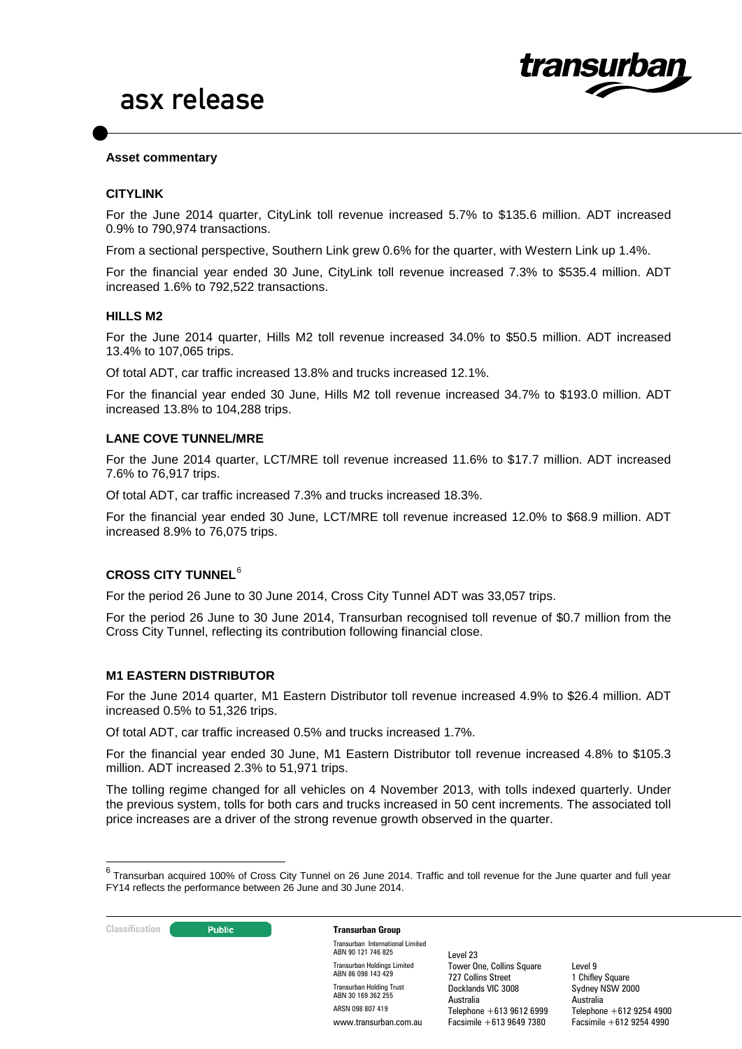**Asset commentary**

**CITYLINK**

For the June 2014 quarter, CityLink toll revenue increased 5.7% to $135.6 million. ADT increased 0.9% to 790,974 transactions.

From a sectional perspective, Southern Link grew 0.6% for the quarter, with Western Link up 1.4%.

For the financial year ended 30 June, CityLink toll revenue increased 7.3% to $535.4 million. ADT increased 1.6% to 792,522 transactions.

**HILLS M2**

For the June 2014 quarter, Hills M2 toll revenue increased 34.0% to $50.5 million. ADT increased 13.4% to 107,065 trips.

Of total ADT, car traffic increased 13.8% and trucks increased 12.1%.

For the financial year ended 30 June, Hills M2 toll revenue increased 34.7% to $193.0 million. ADT increased 13.8% to 104,288 trips.

**LANE COVE TUNNEL/MRE**

For the June 2014 quarter, LCT/MRE toll revenue increased 11.6% to $17.7 million. ADT increased 7.6% to 76,917 trips.

Of total ADT, car traffic increased 7.3% and trucks increased 18.3%.

For the financial year ended 30 June, LCT/MRE toll revenue increased 12.0% to $68.9 million. ADT increased 8.9% to 76,075 trips.

**CROSS CITY TUNNEL**[6]

For the period 26 June to 30 June 2014, Cross City Tunnel ADT was 33,057 trips.

For the period 26 June to 30 June 2014, Transurban recognised toll revenue of $0.7 million from the Cross City Tunnel, reflecting its contribution following financial close.

**M1 EASTERN DISTRIBUTOR**

For the June 2014 quarter, M1 Eastern Distributor toll revenue increased 4.9% to $26.4 million. ADT increased 0.5% to 51,326 trips.

Of total ADT, car traffic increased 0.5% and trucks increased 1.7%.

For the financial year ended 30 June, M1 Eastern Distributor toll revenue increased 4.8% to $105.3 million. ADT increased 2.3% to 51,971 trips.

The tolling regime changed for all vehicles on 4 November 2013, with tolls indexed quarterly. Under the previous system, tolls for both cars and trucks increased in 50 cent increments. The associated toll price increases are a driver of the strong revenue growth observed in the quarter.

[6] Transurban acquired 100% of Cross City Tunnel on 26 June 2014. Traffic and toll revenue for the June quarter and full year FY14 reflects the performance between 26 June and 30 June 2014.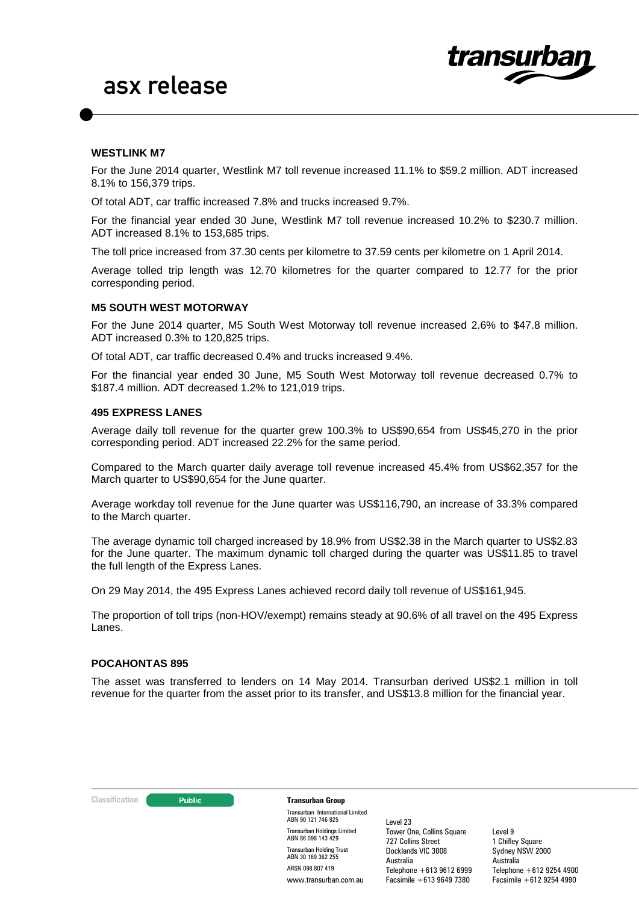### WESTLINK M7

For the June 2014 quarter, Westlink M7 toll revenue increased 11.1% to $59.2 million. ADT increased 8.1% to 156,379 trips.

Of total ADT, car traffic increased 7.8% and trucks increased 9.7%.

For the financial year ended 30 June, Westlink M7 toll revenue increased 10.2% to $230.7 million. ADT increased 8.1% to 153,685 trips.

The toll price increased from 37.30 cents per kilometre to 37.59 cents per kilometre on 1 April 2014.

Average tolled trip length was 12.70 kilometres for the quarter compared to 12.77 for the prior corresponding period.

### M5 SOUTH WEST MOTORWAY

For the June 2014 quarter, M5 South West Motorway toll revenue increased 2.6% to $47.8 million. ADT increased 0.3% to 120,825 trips.

Of total ADT, car traffic decreased 0.4% and trucks increased 9.4%.

For the financial year ended 30 June, M5 South West Motorway toll revenue decreased 0.7% to $187.4 million. ADT decreased 1.2% to 121,019 trips.

### 495 EXPRESS LANES

Average daily toll revenue for the quarter grew 100.3% to US$90,654 from US$45,270 in the prior corresponding period. ADT increased 22.2% for the same period.

Compared to the March quarter daily average toll revenue increased 45.4% from US$62,357 for the March quarter to US$90,654 for the June quarter.

Average workday toll revenue for the June quarter was US$116,790, an increase of 33.3% compared to the March quarter.

The average dynamic toll charged increased by 18.9% from US$2.38 in the March quarter to US$2.83 for the June quarter. The maximum dynamic toll charged during the quarter was US$11.85 to travel the full length of the Express Lanes.

On 29 May 2014, the 495 Express Lanes achieved record daily toll revenue of US$161,945.

The proportion of toll trips (non-HOV/exempt) remains steady at 90.6% of all travel on the 495 Express Lanes.

### POCAHONTAS 895

The asset was transferred to lenders on 14 May 2014. Transurban derived US$2.1 million in toll revenue for the quarter from the asset prior to its transfer, and US$13.8 million for the financial year.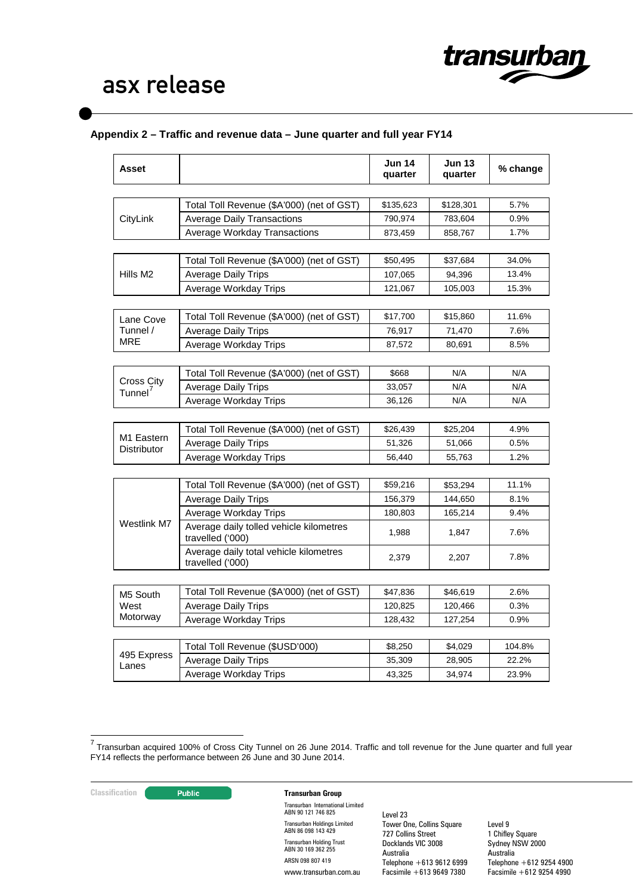### Appendix 2 – Traffic and revenue data – June quarter and full year FY14

| Asset | | Jun 14 quarter | Jun 13 quarter | % change |
|---|---|---|---|---|
| CityLink | Total Toll Revenue ($A'000) (net of GST) | $135,623 | $128,301 | 5.7% |
| | Average Daily Transactions | 790,974 | 783,604 | 0.9% |
| | Average Workday Transactions | 873,459 | 858,767 | 1.7% |
| Hills M2 | Total Toll Revenue ($A'000) (net of GST) | $50,495 | $37,684 | 34.0% |
| | Average Daily Trips | 107,065 | 94,396 | 13.4% |
| | Average Workday Trips | 121,067 | 105,003 | 15.3% |
| Lane Cove Tunnel / MRE | Total Toll Revenue ($A'000) (net of GST) | $17,700 | $15,860 | 11.6% |
| | Average Daily Trips | 76,917 | 71,470 | 7.6% |
| | Average Workday Trips | 87,572 | 80,691 | 8.5% |
| Cross City Tunnel[7] | Total Toll Revenue ($A'000) (net of GST) | $668 | N/A | N/A |
| | Average Daily Trips | 33,057 | N/A | N/A |
| | Average Workday Trips | 36,126 | N/A | N/A |
| M1 Eastern Distributor | Total Toll Revenue ($A'000) (net of GST) | $26,439 | $25,204 | 4.9% |
| | Average Daily Trips | 51,326 | 51,066 | 0.5% |
| | Average Workday Trips | 56,440 | 55,763 | 1.2% |
| Westlink M7 | Total Toll Revenue ($A'000) (net of GST) | $59,216 | $53,294 | 11.1% |
| | Average Daily Trips | 156,379 | 144,650 | 8.1% |
| | Average Workday Trips | 180,803 | 165,214 | 9.4% |
| | Average daily tolled vehicle kilometres travelled ('000) | 1,988 | 1,847 | 7.6% |
| | Average daily total vehicle kilometres travelled ('000) | 2,379 | 2,207 | 7.8% |
| M5 South West Motorway | Total Toll Revenue ($A'000) (net of GST) | $47,836 | $46,619 | 2.6% |
| | Average Daily Trips | 120,825 | 120,466 | 0.3% |
| | Average Workday Trips | 128,432 | 127,254 | 0.9% |
| 495 Express Lanes | Total Toll Revenue ($USD'000) | $8,250 | $4,029 | 104.8% |
| | Average Daily Trips | 35,309 | 28,905 | 22.2% |
| | Average Workday Trips | 43,325 | 34,974 | 23.9% |

[7] Transurban acquired 100% of Cross City Tunnel on 26 June 2014. Traffic and toll revenue for the June quarter and full year FY14 reflects the performance between 26 June and 30 June 2014.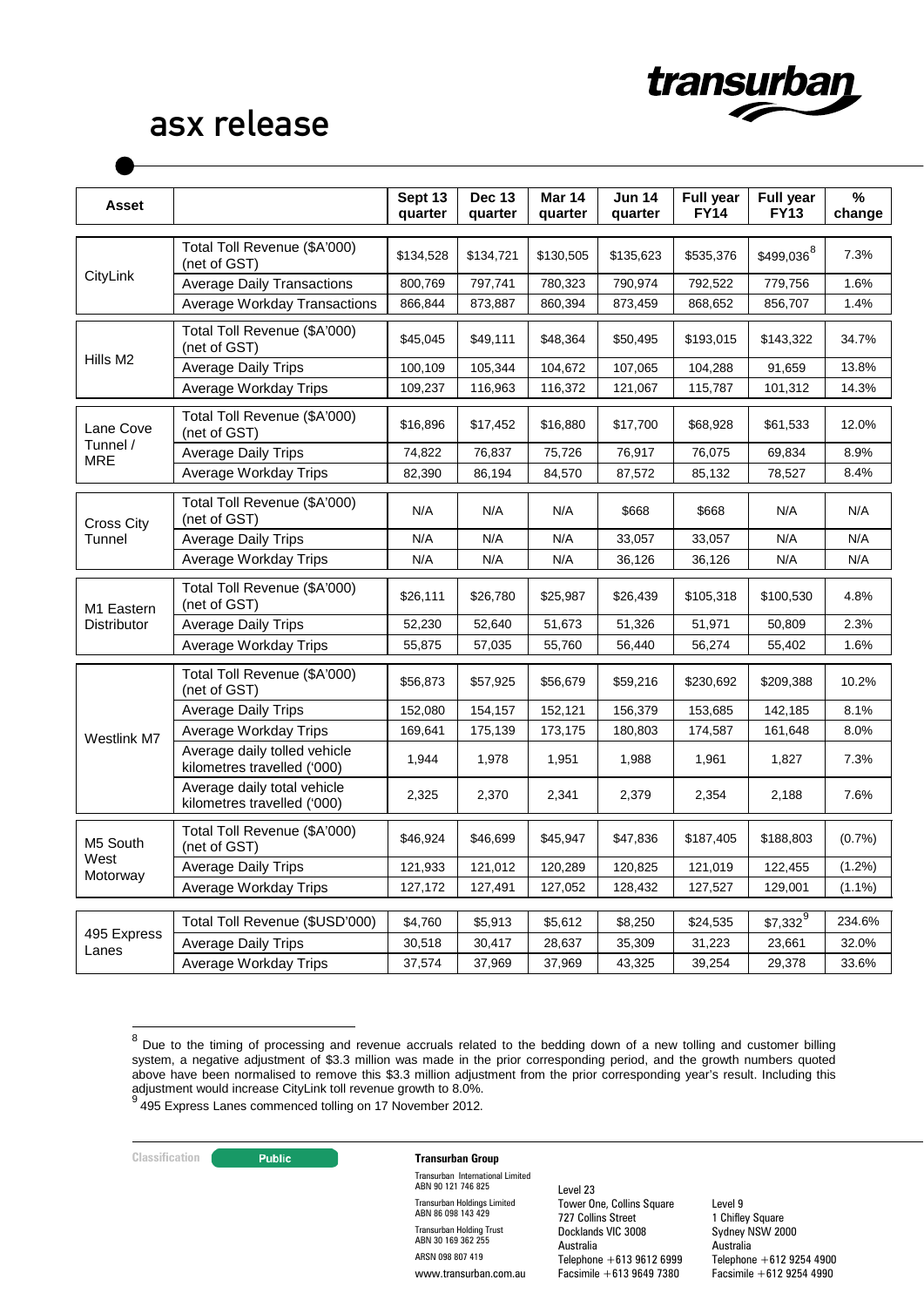| Asset | | Sept 13 quarter | Dec 13 quarter | Mar 14 quarter | Jun 14 quarter | Full year FY14 | Full year FY13 | % change |
|---|---|---|---|---|---|---|---|---|
| CityLink | Total Toll Revenue ($A'000) (net of GST) | $134,528 | $134,721 | $130,505 | $135,623 | $535,376 | $499,036[8] | 7.3% |
| | Average Daily Transactions | 800,769 | 797,741 | 780,323 | 790,974 | 792,522 | 779,756 | 1.6% |
| | Average Workday Transactions | 866,844 | 873,887 | 860,394 | 873,459 | 868,652 | 856,707 | 1.4% |
| Hills M2 | Total Toll Revenue ($A'000) (net of GST) | $45,045 | $49,111 | $48,364 | $50,495 | $193,015 | $143,322 | 34.7% |
| | Average Daily Trips | 100,109 | 105,344 | 104,672 | 107,065 | 104,288 | 91,659 | 13.8% |
| | Average Workday Trips | 109,237 | 116,963 | 116,372 | 121,067 | 115,787 | 101,312 | 14.3% |
| Lane Cove Tunnel / MRE | Total Toll Revenue ($A'000) (net of GST) | $16,896 | $17,452 | $16,880 | $17,700 | $68,928 | $61,533 | 12.0% |
| | Average Daily Trips | 74,822 | 76,837 | 75,726 | 76,917 | 76,075 | 69,834 | 8.9% |
| | Average Workday Trips | 82,390 | 86,194 | 84,570 | 87,572 | 85,132 | 78,527 | 8.4% |
| Cross City Tunnel | Total Toll Revenue ($A'000) (net of GST) | N/A | N/A | N/A | $668 | $668 | N/A | N/A |
| | Average Daily Trips | N/A | N/A | N/A | 33,057 | 33,057 | N/A | N/A |
| | Average Workday Trips | N/A | N/A | N/A | 36,126 | 36,126 | N/A | N/A |
| M1 Eastern Distributor | Total Toll Revenue ($A'000) (net of GST) | $26,111 | $26,780 | $25,987 | $26,439 | $105,318 | $100,530 | 4.8% |
| | Average Daily Trips | 52,230 | 52,640 | 51,673 | 51,326 | 51,971 | 50,809 | 2.3% |
| | Average Workday Trips | 55,875 | 57,035 | 55,760 | 56,440 | 56,274 | 55,402 | 1.6% |
| Westlink M7 | Total Toll Revenue ($A'000) (net of GST) | $56,873 | $57,925 | $56,679 | $59,216 | $230,692 | $209,388 | 10.2% |
| | Average Daily Trips | 152,080 | 154,157 | 152,121 | 156,379 | 153,685 | 142,185 | 8.1% |
| | Average Workday Trips | 169,641 | 175,139 | 173,175 | 180,803 | 174,587 | 161,648 | 8.0% |
| | Average daily tolled vehicle kilometres travelled ('000) | 1,944 | 1,978 | 1,951 | 1,988 | 1,961 | 1,827 | 7.3% |
| | Average daily total vehicle kilometres travelled ('000) | 2,325 | 2,370 | 2,341 | 2,379 | 2,354 | 2,188 | 7.6% |
| M5 South West Motorway | Total Toll Revenue ($A'000) (net of GST) | $46,924 | $46,699 | $45,947 | $47,836 | $187,405 | $188,803 | (0.7%) |
| | Average Daily Trips | 121,933 | 121,012 | 120,289 | 120,825 | 121,019 | 122,455 | (1.2%) |
| | Average Workday Trips | 127,172 | 127,491 | 127,052 | 128,432 | 127,527 | 129,001 | (1.1%) |
| 495 Express Lanes | Total Toll Revenue ($USD'000) | $4,760 | $5,913 | $5,612 | $8,250 | $24,535 | $7,332[9] | 234.6% |
| | Average Daily Trips | 30,518 | 30,417 | 28,637 | 35,309 | 31,223 | 23,661 | 32.0% |
| | Average Workday Trips | 37,574 | 37,969 | 37,969 | 43,325 | 39,254 | 29,378 | 33.6% |

[8] Due to the timing of processing and revenue accruals related to the bedding down of a new tolling and customer billing system, a negative adjustment of $3.3 million was made in the prior corresponding period, and the growth numbers quoted above have been normalised to remove this $3.3 million adjustment from the prior corresponding year's result. Including this adjustment would increase CityLink toll revenue growth to 8.0%.

[9] 495 Express Lanes commenced tolling on 17 November 2012.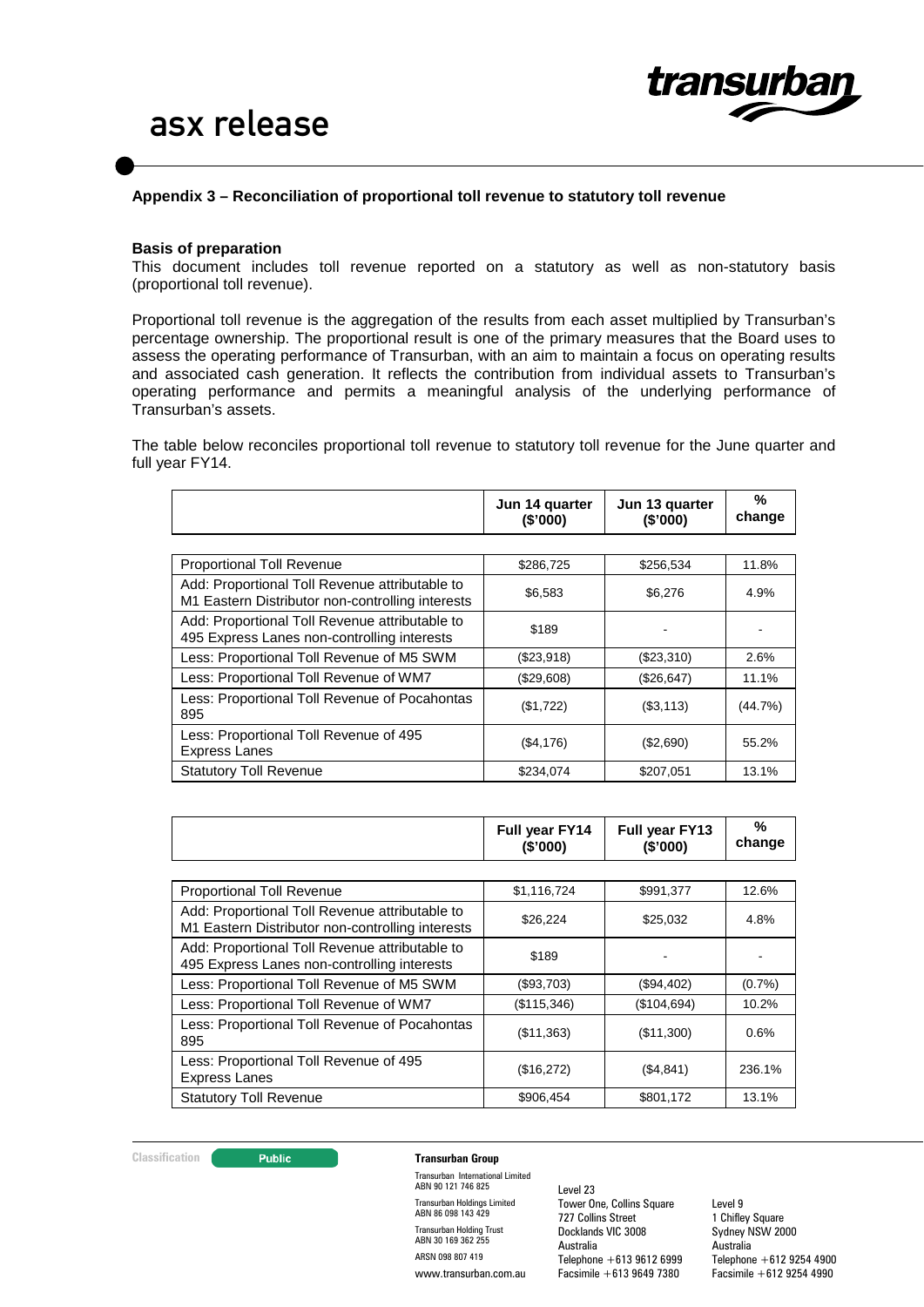## Appendix 3 – Reconciliation of proportional toll revenue to statutory toll revenue

**Basis of preparation**

This document includes toll revenue reported on a statutory as well as non-statutory basis (proportional toll revenue).

Proportional toll revenue is the aggregation of the results from each asset multiplied by Transurban's percentage ownership. The proportional result is one of the primary measures that the Board uses to assess the operating performance of Transurban, with an aim to maintain a focus on operating results and associated cash generation. It reflects the contribution from individual assets to Transurban's operating performance and permits a meaningful analysis of the underlying performance of Transurban's assets.

The table below reconciles proportional toll revenue to statutory toll revenue for the June quarter and full year FY14.

| | Jun 14 quarter ($'000) | Jun 13 quarter ($'000) | % change |
|---|---|---|---|
| Proportional Toll Revenue | $286,725 | $256,534 | 11.8% |
| Add: Proportional Toll Revenue attributable to M1 Eastern Distributor non-controlling interests | $6,583 | $6,276 | 4.9% |
| Add: Proportional Toll Revenue attributable to 495 Express Lanes non-controlling interests | $189 | - | - |
| Less: Proportional Toll Revenue of M5 SWM | ($23,918) | ($23,310) | 2.6% |
| Less: Proportional Toll Revenue of WM7 | ($29,608) | ($26,647) | 11.1% |
| Less: Proportional Toll Revenue of Pocahontas 895 | ($1,722) | ($3,113) | (44.7%) |
| Less: Proportional Toll Revenue of 495 Express Lanes | ($4,176) | ($2,690) | 55.2% |
| Statutory Toll Revenue | $234,074 | $207,051 | 13.1% |

| | Full year FY14 ($'000) | Full year FY13 ($'000) | % change |
|---|---|---|---|
| Proportional Toll Revenue | $1,116,724 | $991,377 | 12.6% |
| Add: Proportional Toll Revenue attributable to M1 Eastern Distributor non-controlling interests | $26,224 | $25,032 | 4.8% |
| Add: Proportional Toll Revenue attributable to 495 Express Lanes non-controlling interests | $189 | - | - |
| Less: Proportional Toll Revenue of M5 SWM | ($93,703) | ($94,402) | (0.7%) |
| Less: Proportional Toll Revenue of WM7 | ($115,346) | ($104,694) | 10.2% |
| Less: Proportional Toll Revenue of Pocahontas 895 | ($11,363) | ($11,300) | 0.6% |
| Less: Proportional Toll Revenue of 495 Express Lanes | ($16,272) | ($4,841) | 236.1% |
| Statutory Toll Revenue | $906,454 | $801,172 | 13.1% |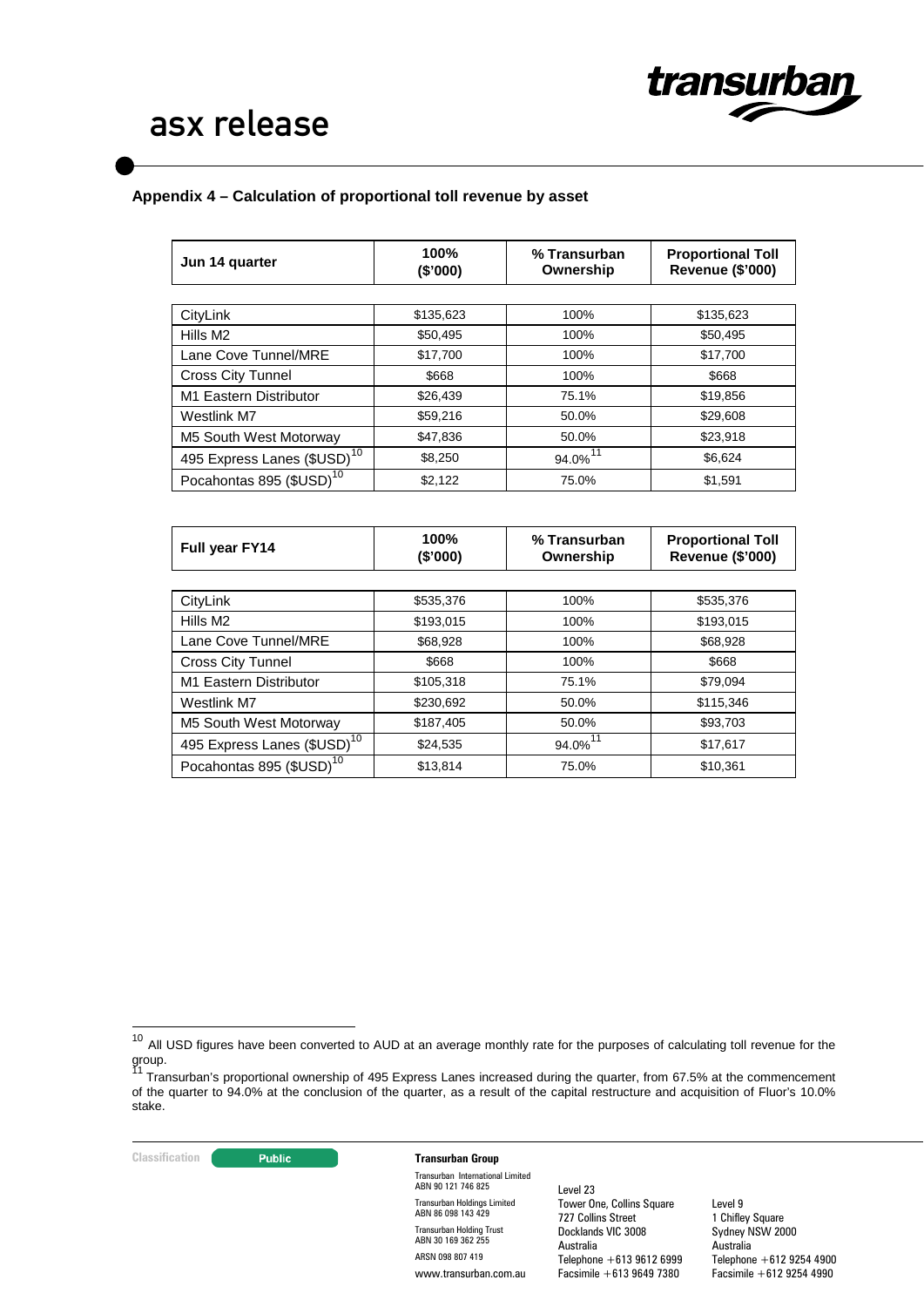## Appendix 4 – Calculation of proportional toll revenue by asset

| Jun 14 quarter | 100% ($'000) | % Transurban Ownership | Proportional Toll Revenue ($'000) |
|---|---|---|---|
| CityLink | $135,623 | 100% | $135,623 |
| Hills M2 | $50,495 | 100% | $50,495 |
| Lane Cove Tunnel/MRE | $17,700 | 100% | $17,700 |
| Cross City Tunnel | $668 | 100% | $668 |
| M1 Eastern Distributor | $26,439 | 75.1% | $19,856 |
| Westlink M7 | $59,216 | 50.0% | $29,608 |
| M5 South West Motorway | $47,836 | 50.0% | $23,918 |
| 495 Express Lanes ($USD)[10] | $8,250 | 94.0%[11] | $6,624 |
| Pocahontas 895 ($USD)[10] | $2,122 | 75.0% | $1,591 |

| Full year FY14 | 100% ($'000) | % Transurban Ownership | Proportional Toll Revenue ($'000) |
|---|---|---|---|
| CityLink | $535,376 | 100% | $535,376 |
| Hills M2 | $193,015 | 100% | $193,015 |
| Lane Cove Tunnel/MRE | $68,928 | 100% | $68,928 |
| Cross City Tunnel | $668 | 100% | $668 |
| M1 Eastern Distributor | $105,318 | 75.1% | $79,094 |
| Westlink M7 | $230,692 | 50.0% | $115,346 |
| M5 South West Motorway | $187,405 | 50.0% | $93,703 |
| 495 Express Lanes ($USD)[10] | $24,535 | 94.0%[11] | $17,617 |
| Pocahontas 895 ($USD)[10] | $13,814 | 75.0% | $10,361 |

[10] All USD figures have been converted to AUD at an average monthly rate for the purposes of calculating toll revenue for the group.

[11] Transurban's proportional ownership of 495 Express Lanes increased during the quarter, from 67.5% at the commencement of the quarter to 94.0% at the conclusion of the quarter, as a result of the capital restructure and acquisition of Fluor's 10.0% stake.